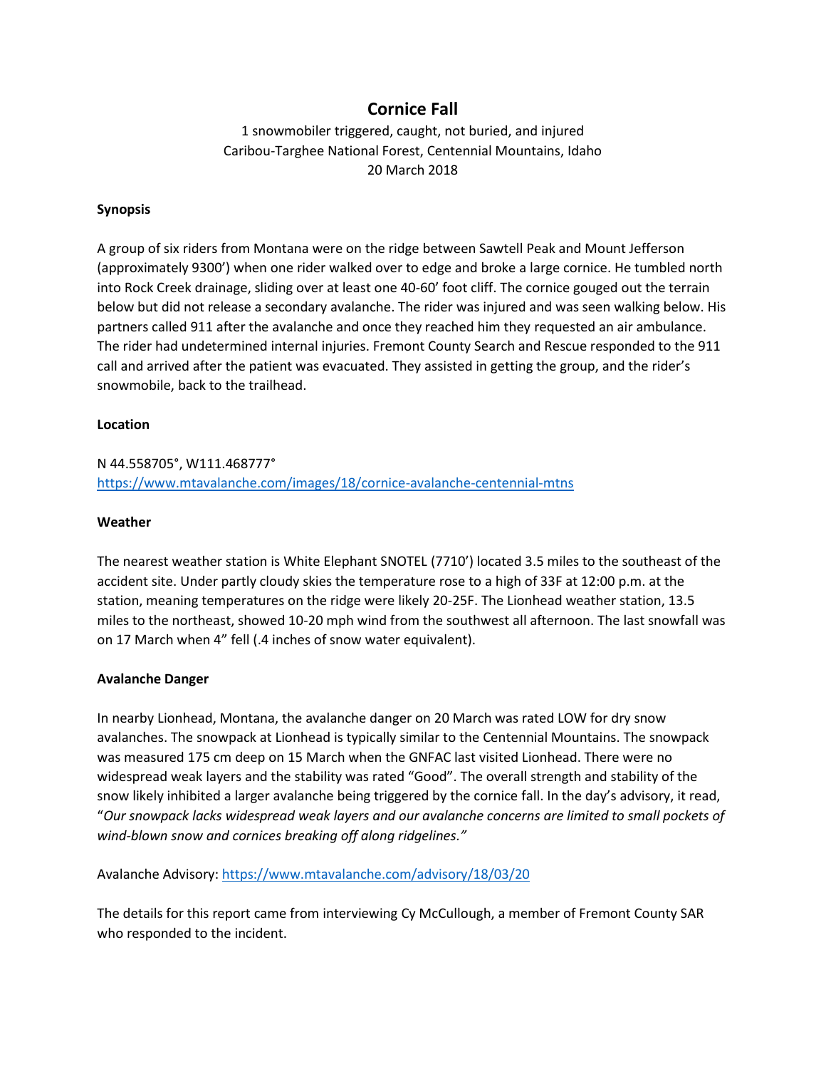# Cornice Fall

1 snowmobiler triggered, caught, not buried, and injured
Caribou-Targhee National Forest, Centennial Mountains, Idaho
20 March 2018

**Synopsis**

A group of six riders from Montana were on the ridge between Sawtell Peak and Mount Jefferson (approximately 9300') when one rider walked over to edge and broke a large cornice. He tumbled north into Rock Creek drainage, sliding over at least one 40-60' foot cliff. The cornice gouged out the terrain below but did not release a secondary avalanche. The rider was injured and was seen walking below. His partners called 911 after the avalanche and once they reached him they requested an air ambulance. The rider had undetermined internal injuries. Fremont County Search and Rescue responded to the 911 call and arrived after the patient was evacuated. They assisted in getting the group, and the rider's snowmobile, back to the trailhead.

**Location**

N 44.558705°, W111.468777°
https://www.mtavalanche.com/images/18/cornice-avalanche-centennial-mtns

**Weather**

The nearest weather station is White Elephant SNOTEL (7710') located 3.5 miles to the southeast of the accident site. Under partly cloudy skies the temperature rose to a high of 33F at 12:00 p.m. at the station, meaning temperatures on the ridge were likely 20-25F. The Lionhead weather station, 13.5 miles to the northeast, showed 10-20 mph wind from the southwest all afternoon. The last snowfall was on 17 March when 4" fell (.4 inches of snow water equivalent).

**Avalanche Danger**

In nearby Lionhead, Montana, the avalanche danger on 20 March was rated LOW for dry snow avalanches. The snowpack at Lionhead is typically similar to the Centennial Mountains. The snowpack was measured 175 cm deep on 15 March when the GNFAC last visited Lionhead. There were no widespread weak layers and the stability was rated "Good". The overall strength and stability of the snow likely inhibited a larger avalanche being triggered by the cornice fall. In the day's advisory, it read, "*Our snowpack lacks widespread weak layers and our avalanche concerns are limited to small pockets of wind-blown snow and cornices breaking off along ridgelines.*"

Avalanche Advisory: https://www.mtavalanche.com/advisory/18/03/20

The details for this report came from interviewing Cy McCullough, a member of Fremont County SAR who responded to the incident.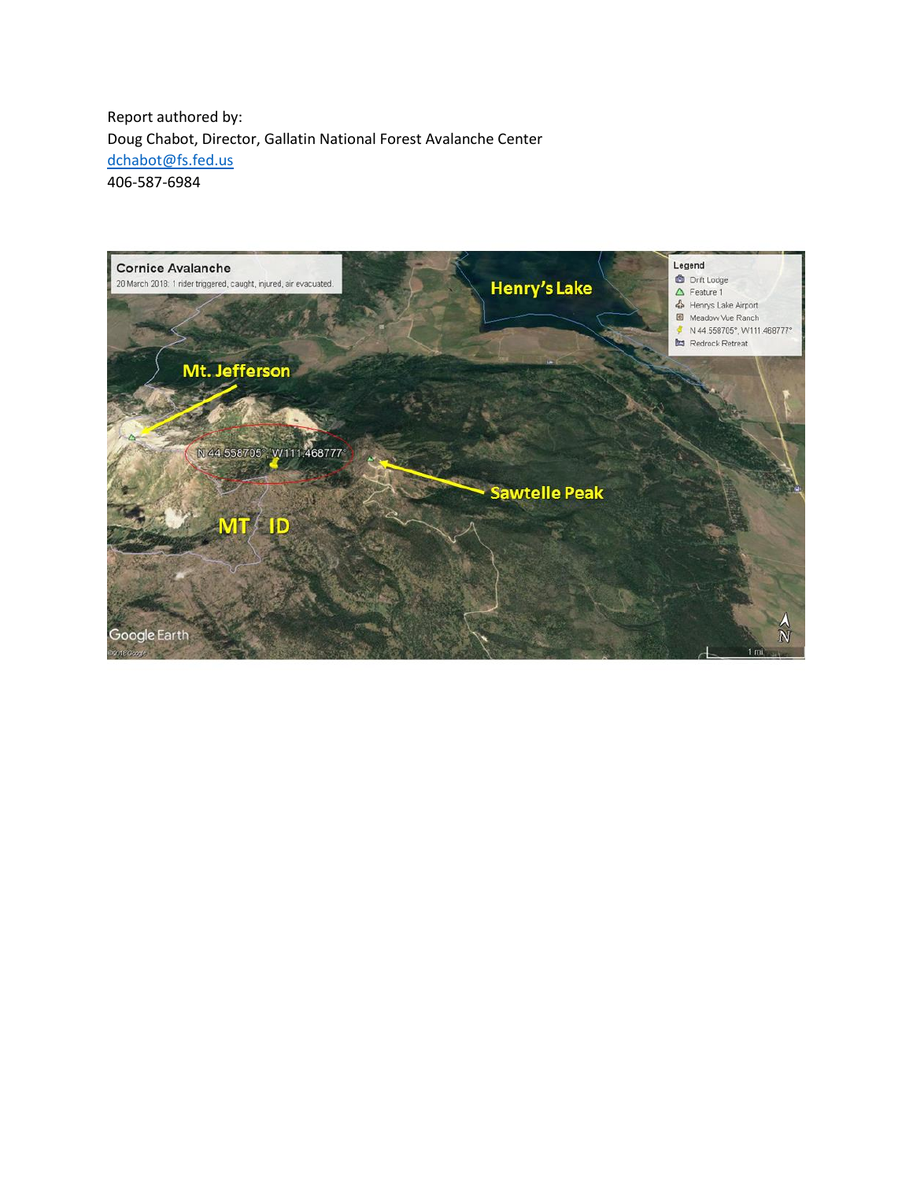Report authored by:
Doug Chabot, Director, Gallatin National Forest Avalanche Center
dchabot@fs.fed.us
406-587-6984

Cornice Avalanche
20 March 2018: 1 rider triggered, caught, injured, air evacuated.

Henry's Lake

Mt. Jefferson

N 44.558705°, W111.468777°

Sawtelle Peak

MT

ID

Legend
Drift Lodge
Feature 1
Henrys Lake Airport
Meadow Vue Ranch
N 44.558705°, W111.468777°
Redrock Retreat

Google Earth

1 mi